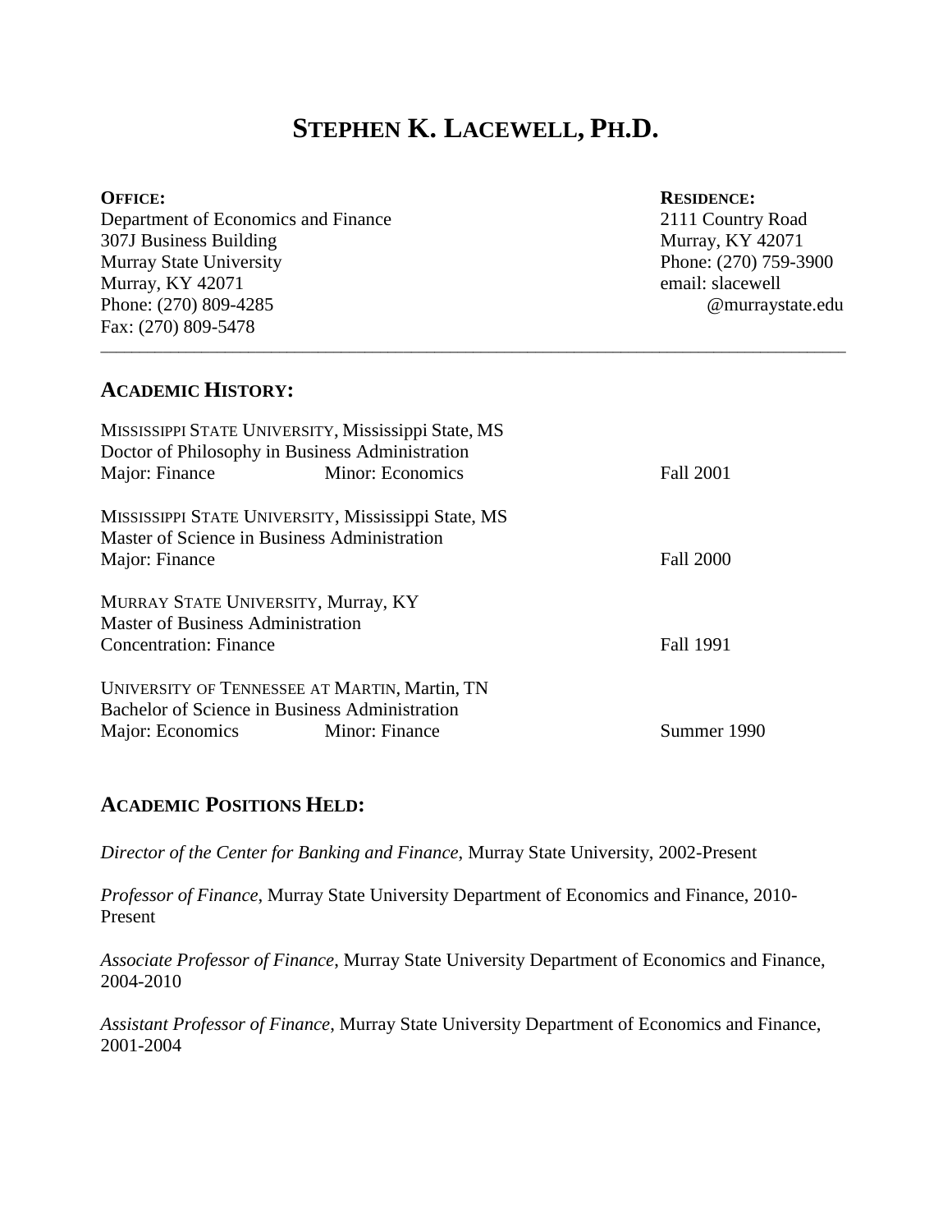# STEPHEN K. LACEWELL, PH.D.

**OFFICE:**
Department of Economics and Finance
307J Business Building
Murray State University
Murray, KY 42071
Phone: (270) 809-4285
Fax: (270) 809-5478

**RESIDENCE:**
2111 Country Road
Murray, KY 42071
Phone: (270) 759-3900
email: slacewell@murraystate.edu

---

## ACADEMIC HISTORY:

MISSISSIPPI STATE UNIVERSITY, Mississippi State, MS
Doctor of Philosophy in Business Administration
Major: Finance — Minor: Economics — Fall 2001

MISSISSIPPI STATE UNIVERSITY, Mississippi State, MS
Master of Science in Business Administration
Major: Finance — Fall 2000

MURRAY STATE UNIVERSITY, Murray, KY
Master of Business Administration
Concentration: Finance — Fall 1991

UNIVERSITY OF TENNESSEE AT MARTIN, Martin, TN
Bachelor of Science in Business Administration
Major: Economics — Minor: Finance — Summer 1990

## ACADEMIC POSITIONS HELD:

*Director of the Center for Banking and Finance*, Murray State University, 2002-Present

*Professor of Finance*, Murray State University Department of Economics and Finance, 2010-Present

*Associate Professor of Finance*, Murray State University Department of Economics and Finance, 2004-2010

*Assistant Professor of Finance*, Murray State University Department of Economics and Finance, 2001-2004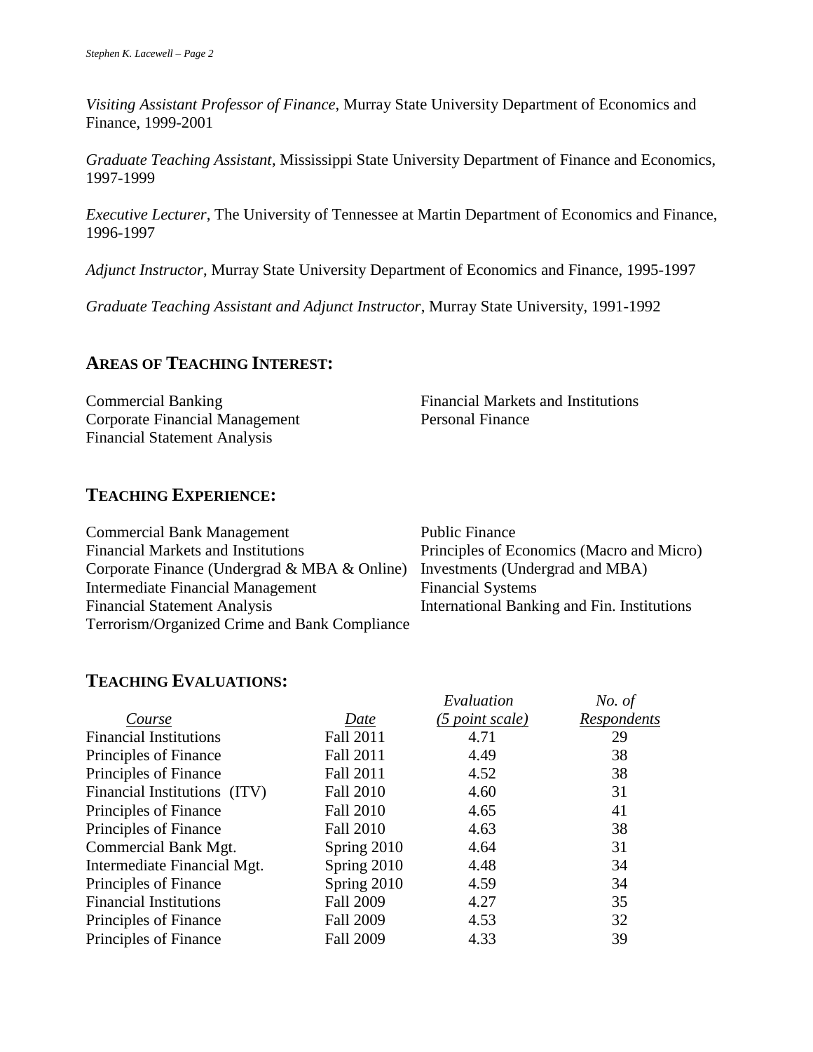*Visiting Assistant Professor of Finance*, Murray State University Department of Economics and Finance, 1999-2001

*Graduate Teaching Assistant*, Mississippi State University Department of Finance and Economics, 1997-1999

*Executive Lecturer*, The University of Tennessee at Martin Department of Economics and Finance, 1996-1997

*Adjunct Instructor*, Murray State University Department of Economics and Finance, 1995-1997

*Graduate Teaching Assistant and Adjunct Instructor*, Murray State University, 1991-1992

## AREAS OF TEACHING INTEREST:

- Commercial Banking
- Corporate Financial Management
- Financial Statement Analysis
- Financial Markets and Institutions
- Personal Finance

## TEACHING EXPERIENCE:

- Commercial Bank Management
- Financial Markets and Institutions
- Corporate Finance (Undergrad & MBA & Online)
- Intermediate Financial Management
- Financial Statement Analysis
- Terrorism/Organized Crime and Bank Compliance
- Public Finance
- Principles of Economics (Macro and Micro)
- Investments (Undergrad and MBA)
- Financial Systems
- International Banking and Fin. Institutions

## TEACHING EVALUATIONS:

| *Course* | *Date* | *Evaluation (5 point scale)* | *No. of Respondents* |
|---|---|---|---|
| Financial Institutions | Fall 2011 | 4.71 | 29 |
| Principles of Finance | Fall 2011 | 4.49 | 38 |
| Principles of Finance | Fall 2011 | 4.52 | 38 |
| Financial Institutions (ITV) | Fall 2010 | 4.60 | 31 |
| Principles of Finance | Fall 2010 | 4.65 | 41 |
| Principles of Finance | Fall 2010 | 4.63 | 38 |
| Commercial Bank Mgt. | Spring 2010 | 4.64 | 31 |
| Intermediate Financial Mgt. | Spring 2010 | 4.48 | 34 |
| Principles of Finance | Spring 2010 | 4.59 | 34 |
| Financial Institutions | Fall 2009 | 4.27 | 35 |
| Principles of Finance | Fall 2009 | 4.53 | 32 |
| Principles of Finance | Fall 2009 | 4.33 | 39 |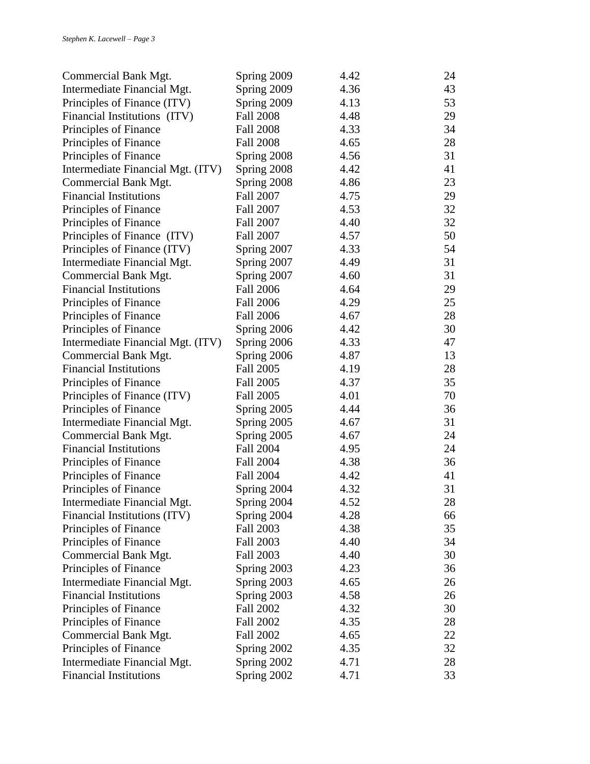| | | | |
|---|---|---|---|
| Commercial Bank Mgt. | Spring 2009 | 4.42 | 24 |
| Intermediate Financial Mgt. | Spring 2009 | 4.36 | 43 |
| Principles of Finance (ITV) | Spring 2009 | 4.13 | 53 |
| Financial Institutions (ITV) | Fall 2008 | 4.48 | 29 |
| Principles of Finance | Fall 2008 | 4.33 | 34 |
| Principles of Finance | Fall 2008 | 4.65 | 28 |
| Principles of Finance | Spring 2008 | 4.56 | 31 |
| Intermediate Financial Mgt. (ITV) | Spring 2008 | 4.42 | 41 |
| Commercial Bank Mgt. | Spring 2008 | 4.86 | 23 |
| Financial Institutions | Fall 2007 | 4.75 | 29 |
| Principles of Finance | Fall 2007 | 4.53 | 32 |
| Principles of Finance | Fall 2007 | 4.40 | 32 |
| Principles of Finance (ITV) | Fall 2007 | 4.57 | 50 |
| Principles of Finance (ITV) | Spring 2007 | 4.33 | 54 |
| Intermediate Financial Mgt. | Spring 2007 | 4.49 | 31 |
| Commercial Bank Mgt. | Spring 2007 | 4.60 | 31 |
| Financial Institutions | Fall 2006 | 4.64 | 29 |
| Principles of Finance | Fall 2006 | 4.29 | 25 |
| Principles of Finance | Fall 2006 | 4.67 | 28 |
| Principles of Finance | Spring 2006 | 4.42 | 30 |
| Intermediate Financial Mgt. (ITV) | Spring 2006 | 4.33 | 47 |
| Commercial Bank Mgt. | Spring 2006 | 4.87 | 13 |
| Financial Institutions | Fall 2005 | 4.19 | 28 |
| Principles of Finance | Fall 2005 | 4.37 | 35 |
| Principles of Finance (ITV) | Fall 2005 | 4.01 | 70 |
| Principles of Finance | Spring 2005 | 4.44 | 36 |
| Intermediate Financial Mgt. | Spring 2005 | 4.67 | 31 |
| Commercial Bank Mgt. | Spring 2005 | 4.67 | 24 |
| Financial Institutions | Fall 2004 | 4.95 | 24 |
| Principles of Finance | Fall 2004 | 4.38 | 36 |
| Principles of Finance | Fall 2004 | 4.42 | 41 |
| Principles of Finance | Spring 2004 | 4.32 | 31 |
| Intermediate Financial Mgt. | Spring 2004 | 4.52 | 28 |
| Financial Institutions (ITV) | Spring 2004 | 4.28 | 66 |
| Principles of Finance | Fall 2003 | 4.38 | 35 |
| Principles of Finance | Fall 2003 | 4.40 | 34 |
| Commercial Bank Mgt. | Fall 2003 | 4.40 | 30 |
| Principles of Finance | Spring 2003 | 4.23 | 36 |
| Intermediate Financial Mgt. | Spring 2003 | 4.65 | 26 |
| Financial Institutions | Spring 2003 | 4.58 | 26 |
| Principles of Finance | Fall 2002 | 4.32 | 30 |
| Principles of Finance | Fall 2002 | 4.35 | 28 |
| Commercial Bank Mgt. | Fall 2002 | 4.65 | 22 |
| Principles of Finance | Spring 2002 | 4.35 | 32 |
| Intermediate Financial Mgt. | Spring 2002 | 4.71 | 28 |
| Financial Institutions | Spring 2002 | 4.71 | 33 |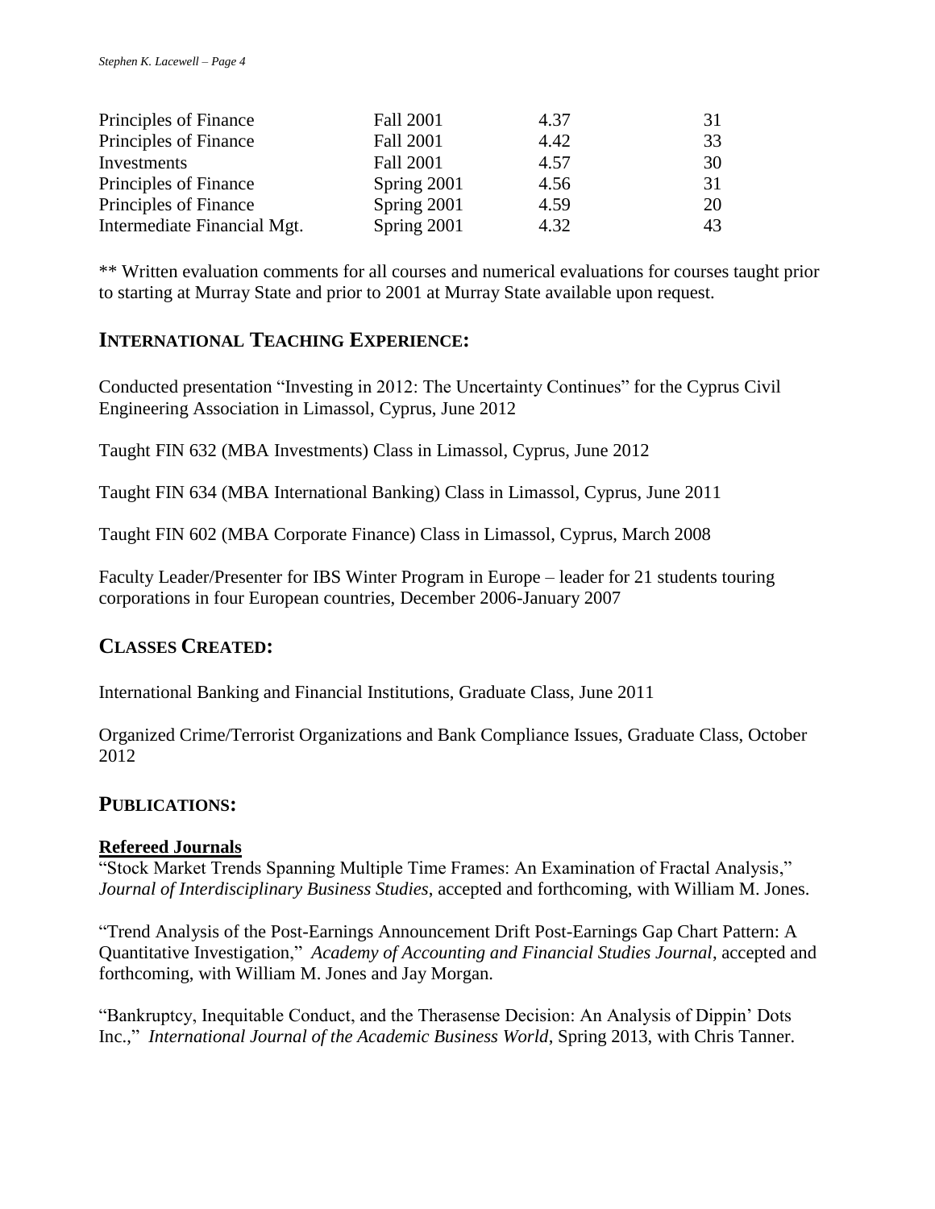| | | | |
|---|---|---|---|
| Principles of Finance | Fall 2001 | 4.37 | 31 |
| Principles of Finance | Fall 2001 | 4.42 | 33 |
| Investments | Fall 2001 | 4.57 | 30 |
| Principles of Finance | Spring 2001 | 4.56 | 31 |
| Principles of Finance | Spring 2001 | 4.59 | 20 |
| Intermediate Financial Mgt. | Spring 2001 | 4.32 | 43 |

** Written evaluation comments for all courses and numerical evaluations for courses taught prior to starting at Murray State and prior to 2001 at Murray State available upon request.

## INTERNATIONAL TEACHING EXPERIENCE:

Conducted presentation "Investing in 2012: The Uncertainty Continues" for the Cyprus Civil Engineering Association in Limassol, Cyprus, June 2012

Taught FIN 632 (MBA Investments) Class in Limassol, Cyprus, June 2012

Taught FIN 634 (MBA International Banking) Class in Limassol, Cyprus, June 2011

Taught FIN 602 (MBA Corporate Finance) Class in Limassol, Cyprus, March 2008

Faculty Leader/Presenter for IBS Winter Program in Europe – leader for 21 students touring corporations in four European countries, December 2006-January 2007

## CLASSES CREATED:

International Banking and Financial Institutions, Graduate Class, June 2011

Organized Crime/Terrorist Organizations and Bank Compliance Issues, Graduate Class, October 2012

## PUBLICATIONS:

### Refereed Journals

"Stock Market Trends Spanning Multiple Time Frames: An Examination of Fractal Analysis," *Journal of Interdisciplinary Business Studies*, accepted and forthcoming, with William M. Jones.

"Trend Analysis of the Post-Earnings Announcement Drift Post-Earnings Gap Chart Pattern: A Quantitative Investigation," *Academy of Accounting and Financial Studies Journal*, accepted and forthcoming, with William M. Jones and Jay Morgan.

"Bankruptcy, Inequitable Conduct, and the Therasense Decision: An Analysis of Dippin' Dots Inc.," *International Journal of the Academic Business World*, Spring 2013, with Chris Tanner.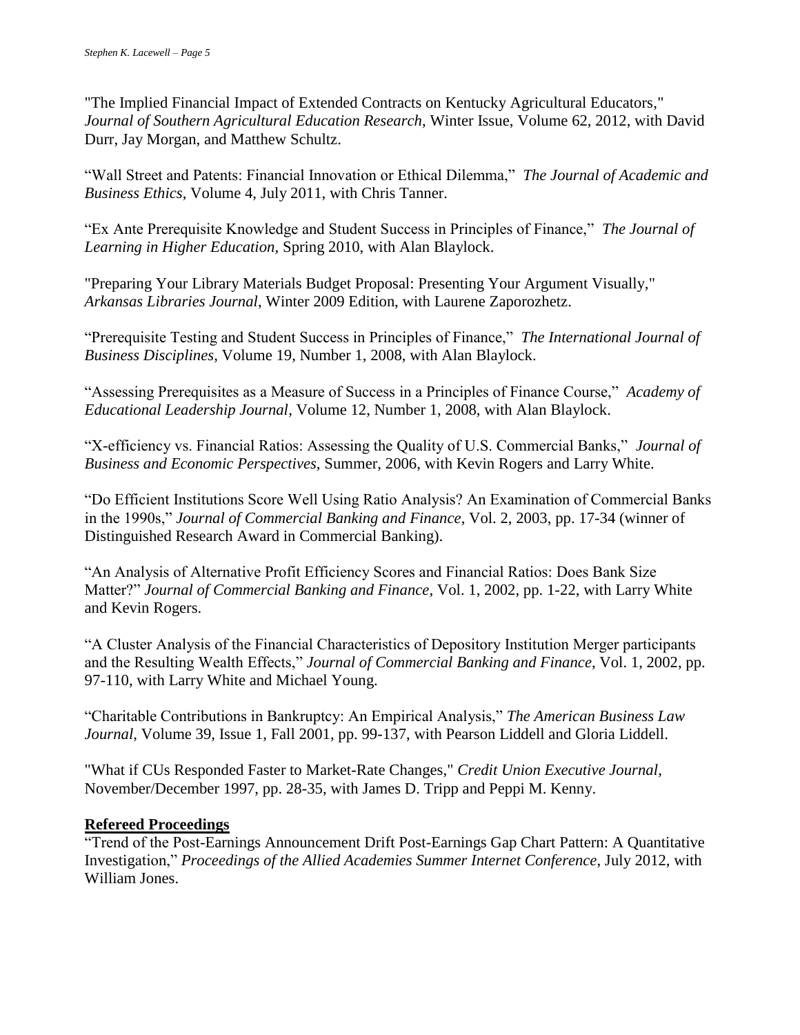"The Implied Financial Impact of Extended Contracts on Kentucky Agricultural Educators," *Journal of Southern Agricultural Education Research*, Winter Issue, Volume 62, 2012, with David Durr, Jay Morgan, and Matthew Schultz.

"Wall Street and Patents: Financial Innovation or Ethical Dilemma," *The Journal of Academic and Business Ethics*, Volume 4, July 2011, with Chris Tanner.

"Ex Ante Prerequisite Knowledge and Student Success in Principles of Finance," *The Journal of Learning in Higher Education*, Spring 2010, with Alan Blaylock.

"Preparing Your Library Materials Budget Proposal: Presenting Your Argument Visually," *Arkansas Libraries Journal*, Winter 2009 Edition, with Laurene Zaporozhetz.

"Prerequisite Testing and Student Success in Principles of Finance," *The International Journal of Business Disciplines*, Volume 19, Number 1, 2008, with Alan Blaylock.

"Assessing Prerequisites as a Measure of Success in a Principles of Finance Course," *Academy of Educational Leadership Journal*, Volume 12, Number 1, 2008, with Alan Blaylock.

"X-efficiency vs. Financial Ratios: Assessing the Quality of U.S. Commercial Banks," *Journal of Business and Economic Perspectives*, Summer, 2006, with Kevin Rogers and Larry White.

"Do Efficient Institutions Score Well Using Ratio Analysis? An Examination of Commercial Banks in the 1990s," *Journal of Commercial Banking and Finance*, Vol. 2, 2003, pp. 17-34 (winner of Distinguished Research Award in Commercial Banking).

"An Analysis of Alternative Profit Efficiency Scores and Financial Ratios: Does Bank Size Matter?" *Journal of Commercial Banking and Finance*, Vol. 1, 2002, pp. 1-22, with Larry White and Kevin Rogers.

"A Cluster Analysis of the Financial Characteristics of Depository Institution Merger participants and the Resulting Wealth Effects," *Journal of Commercial Banking and Finance*, Vol. 1, 2002, pp. 97-110, with Larry White and Michael Young.

"Charitable Contributions in Bankruptcy: An Empirical Analysis," *The American Business Law Journal*, Volume 39, Issue 1, Fall 2001, pp. 99-137, with Pearson Liddell and Gloria Liddell.

"What if CUs Responded Faster to Market-Rate Changes," *Credit Union Executive Journal*, November/December 1997, pp. 28-35, with James D. Tripp and Peppi M. Kenny.

**Refereed Proceedings**

"Trend of the Post-Earnings Announcement Drift Post-Earnings Gap Chart Pattern: A Quantitative Investigation," *Proceedings of the Allied Academies Summer Internet Conference*, July 2012, with William Jones.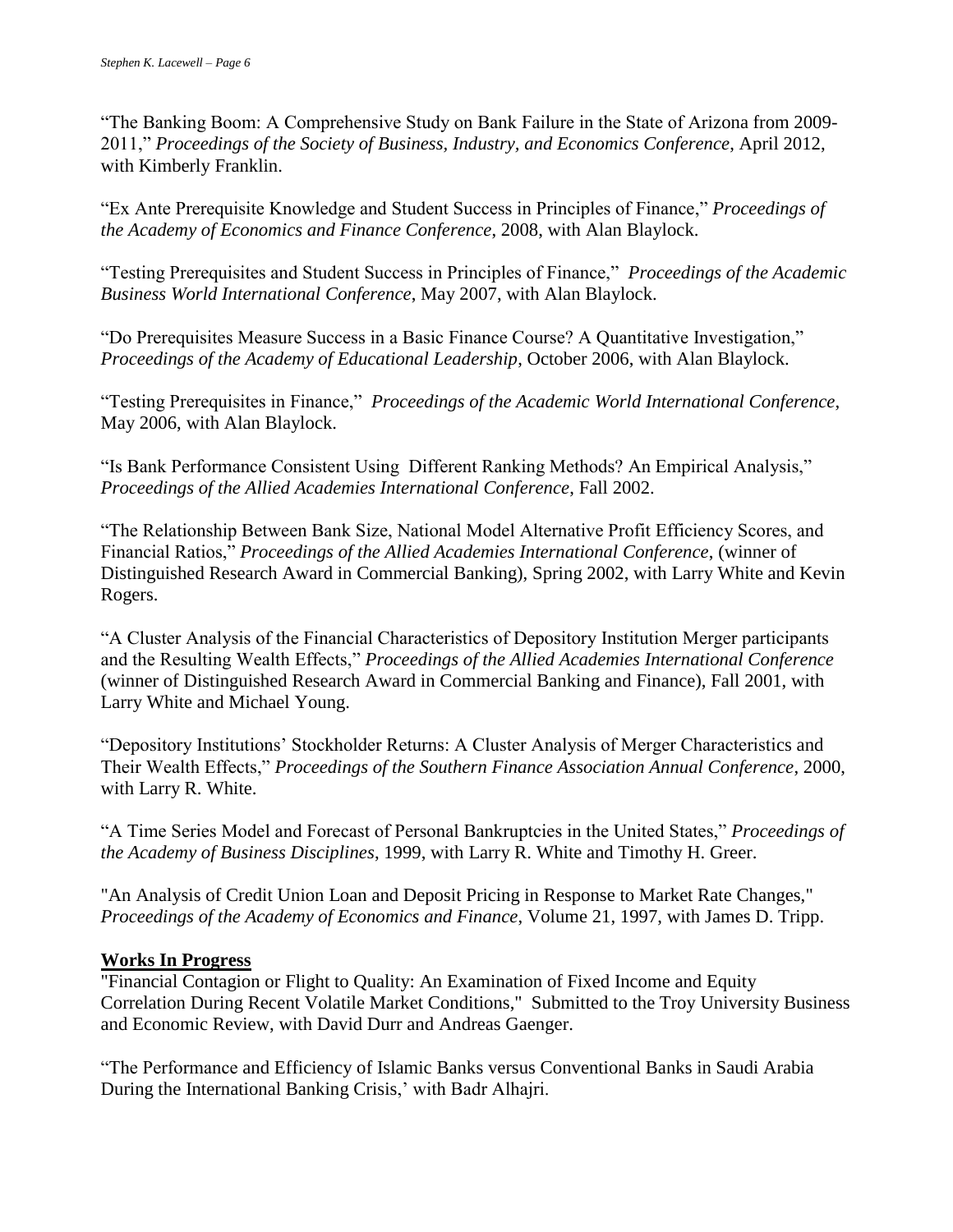"The Banking Boom: A Comprehensive Study on Bank Failure in the State of Arizona from 2009-2011," *Proceedings of the Society of Business, Industry, and Economics Conference,* April 2012, with Kimberly Franklin.

"Ex Ante Prerequisite Knowledge and Student Success in Principles of Finance," *Proceedings of the Academy of Economics and Finance Conference*, 2008, with Alan Blaylock.

"Testing Prerequisites and Student Success in Principles of Finance," *Proceedings of the Academic Business World International Conference*, May 2007, with Alan Blaylock.

"Do Prerequisites Measure Success in a Basic Finance Course? A Quantitative Investigation," *Proceedings of the Academy of Educational Leadership*, October 2006, with Alan Blaylock.

"Testing Prerequisites in Finance," *Proceedings of the Academic World International Conference*, May 2006, with Alan Blaylock.

"Is Bank Performance Consistent Using Different Ranking Methods? An Empirical Analysis," *Proceedings of the Allied Academies International Conference,* Fall 2002.

"The Relationship Between Bank Size, National Model Alternative Profit Efficiency Scores, and Financial Ratios," *Proceedings of the Allied Academies International Conference*, (winner of Distinguished Research Award in Commercial Banking), Spring 2002, with Larry White and Kevin Rogers.

"A Cluster Analysis of the Financial Characteristics of Depository Institution Merger participants and the Resulting Wealth Effects," *Proceedings of the Allied Academies International Conference* (winner of Distinguished Research Award in Commercial Banking and Finance), Fall 2001, with Larry White and Michael Young.

"Depository Institutions' Stockholder Returns: A Cluster Analysis of Merger Characteristics and Their Wealth Effects," *Proceedings of the Southern Finance Association Annual Conference*, 2000, with Larry R. White.

"A Time Series Model and Forecast of Personal Bankruptcies in the United States," *Proceedings of the Academy of Business Disciplines*, 1999, with Larry R. White and Timothy H. Greer.

"An Analysis of Credit Union Loan and Deposit Pricing in Response to Market Rate Changes," *Proceedings of the Academy of Economics and Finance*, Volume 21, 1997, with James D. Tripp.

**Works In Progress**

"Financial Contagion or Flight to Quality: An Examination of Fixed Income and Equity Correlation During Recent Volatile Market Conditions," Submitted to the Troy University Business and Economic Review, with David Durr and Andreas Gaenger.

"The Performance and Efficiency of Islamic Banks versus Conventional Banks in Saudi Arabia During the International Banking Crisis,' with Badr Alhajri.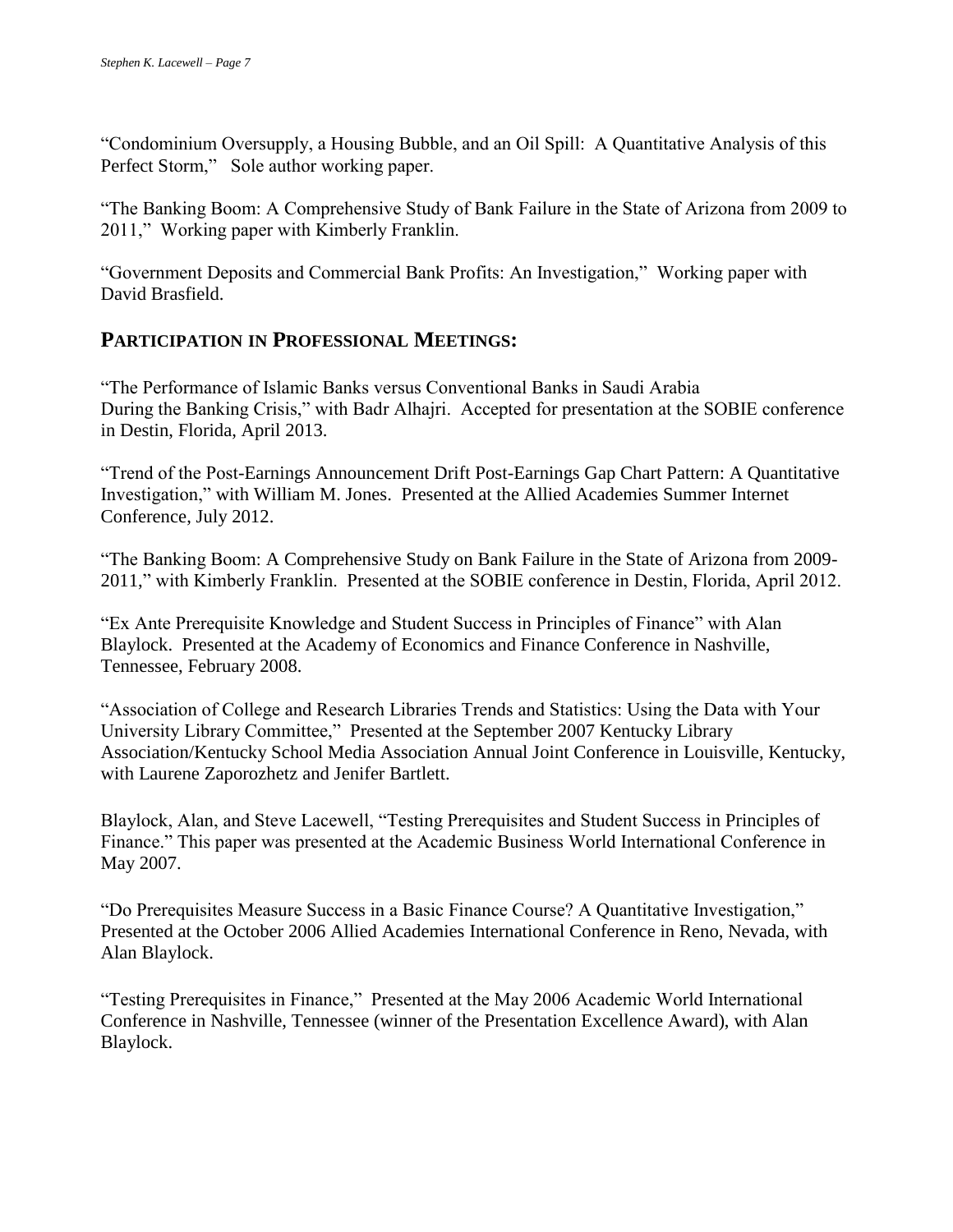"Condominium Oversupply, a Housing Bubble, and an Oil Spill: A Quantitative Analysis of this Perfect Storm," Sole author working paper.

"The Banking Boom: A Comprehensive Study of Bank Failure in the State of Arizona from 2009 to 2011," Working paper with Kimberly Franklin.

"Government Deposits and Commercial Bank Profits: An Investigation," Working paper with David Brasfield.

## PARTICIPATION IN PROFESSIONAL MEETINGS:

"The Performance of Islamic Banks versus Conventional Banks in Saudi Arabia During the Banking Crisis," with Badr Alhajri. Accepted for presentation at the SOBIE conference in Destin, Florida, April 2013.

"Trend of the Post-Earnings Announcement Drift Post-Earnings Gap Chart Pattern: A Quantitative Investigation," with William M. Jones. Presented at the Allied Academies Summer Internet Conference, July 2012.

"The Banking Boom: A Comprehensive Study on Bank Failure in the State of Arizona from 2009-2011," with Kimberly Franklin. Presented at the SOBIE conference in Destin, Florida, April 2012.

"Ex Ante Prerequisite Knowledge and Student Success in Principles of Finance" with Alan Blaylock. Presented at the Academy of Economics and Finance Conference in Nashville, Tennessee, February 2008.

"Association of College and Research Libraries Trends and Statistics: Using the Data with Your University Library Committee," Presented at the September 2007 Kentucky Library Association/Kentucky School Media Association Annual Joint Conference in Louisville, Kentucky, with Laurene Zaporozhetz and Jenifer Bartlett.

Blaylock, Alan, and Steve Lacewell, "Testing Prerequisites and Student Success in Principles of Finance." This paper was presented at the Academic Business World International Conference in May 2007.

"Do Prerequisites Measure Success in a Basic Finance Course? A Quantitative Investigation," Presented at the October 2006 Allied Academies International Conference in Reno, Nevada, with Alan Blaylock.

"Testing Prerequisites in Finance," Presented at the May 2006 Academic World International Conference in Nashville, Tennessee (winner of the Presentation Excellence Award), with Alan Blaylock.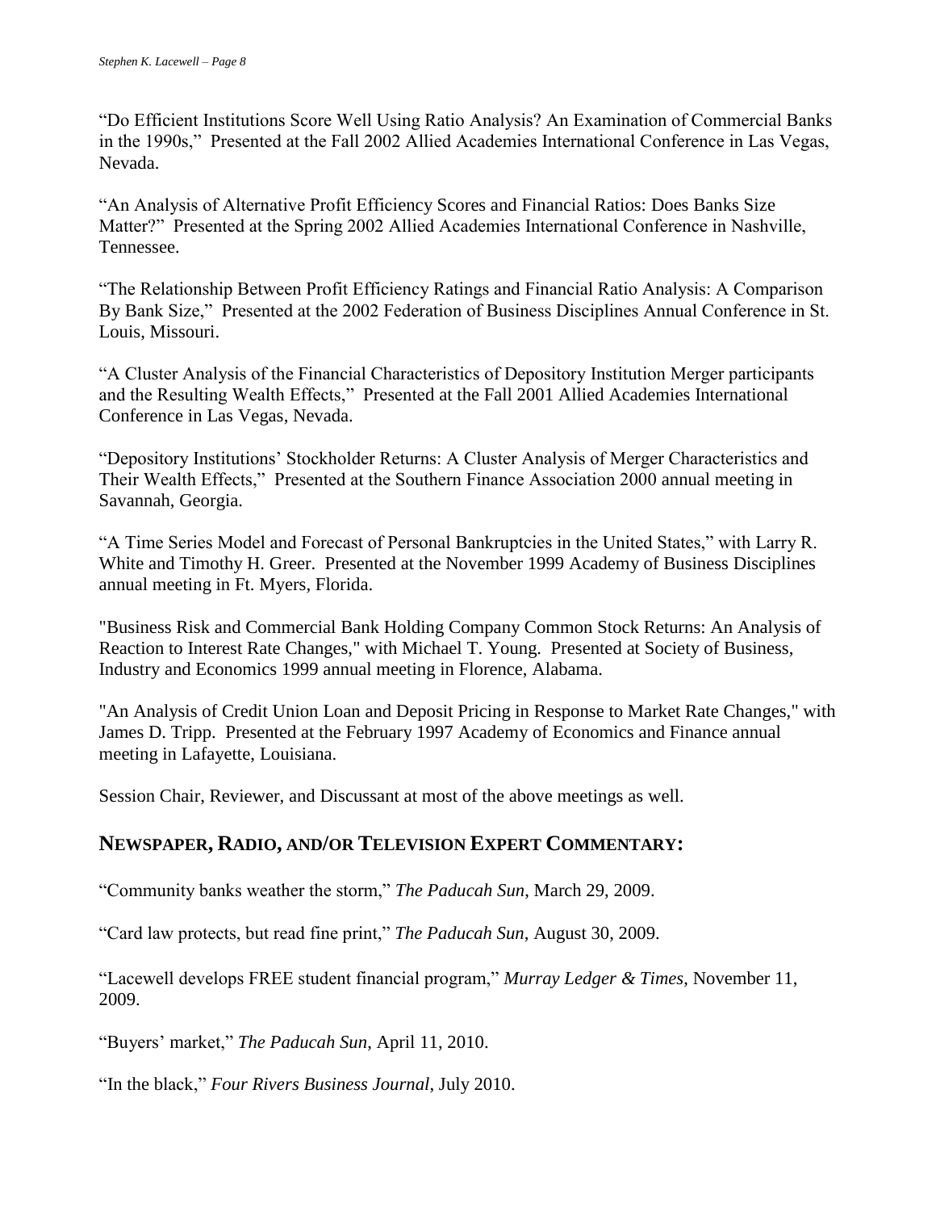“Do Efficient Institutions Score Well Using Ratio Analysis? An Examination of Commercial Banks in the 1990s,” Presented at the Fall 2002 Allied Academies International Conference in Las Vegas, Nevada.

“An Analysis of Alternative Profit Efficiency Scores and Financial Ratios: Does Banks Size Matter?” Presented at the Spring 2002 Allied Academies International Conference in Nashville, Tennessee.

“The Relationship Between Profit Efficiency Ratings and Financial Ratio Analysis: A Comparison By Bank Size,” Presented at the 2002 Federation of Business Disciplines Annual Conference in St. Louis, Missouri.

“A Cluster Analysis of the Financial Characteristics of Depository Institution Merger participants and the Resulting Wealth Effects,” Presented at the Fall 2001 Allied Academies International Conference in Las Vegas, Nevada.

“Depository Institutions’ Stockholder Returns: A Cluster Analysis of Merger Characteristics and Their Wealth Effects,” Presented at the Southern Finance Association 2000 annual meeting in Savannah, Georgia.

“A Time Series Model and Forecast of Personal Bankruptcies in the United States,” with Larry R. White and Timothy H. Greer. Presented at the November 1999 Academy of Business Disciplines annual meeting in Ft. Myers, Florida.

"Business Risk and Commercial Bank Holding Company Common Stock Returns: An Analysis of Reaction to Interest Rate Changes," with Michael T. Young. Presented at Society of Business, Industry and Economics 1999 annual meeting in Florence, Alabama.

"An Analysis of Credit Union Loan and Deposit Pricing in Response to Market Rate Changes," with James D. Tripp. Presented at the February 1997 Academy of Economics and Finance annual meeting in Lafayette, Louisiana.

Session Chair, Reviewer, and Discussant at most of the above meetings as well.

## NEWSPAPER, RADIO, AND/OR TELEVISION EXPERT COMMENTARY:

“Community banks weather the storm,” *The Paducah Sun*, March 29, 2009.

“Card law protects, but read fine print,” *The Paducah Sun*, August 30, 2009.

“Lacewell develops FREE student financial program,” *Murray Ledger & Times*, November 11, 2009.

“Buyers’ market,” *The Paducah Sun*, April 11, 2010.

“In the black,” *Four Rivers Business Journal*, July 2010.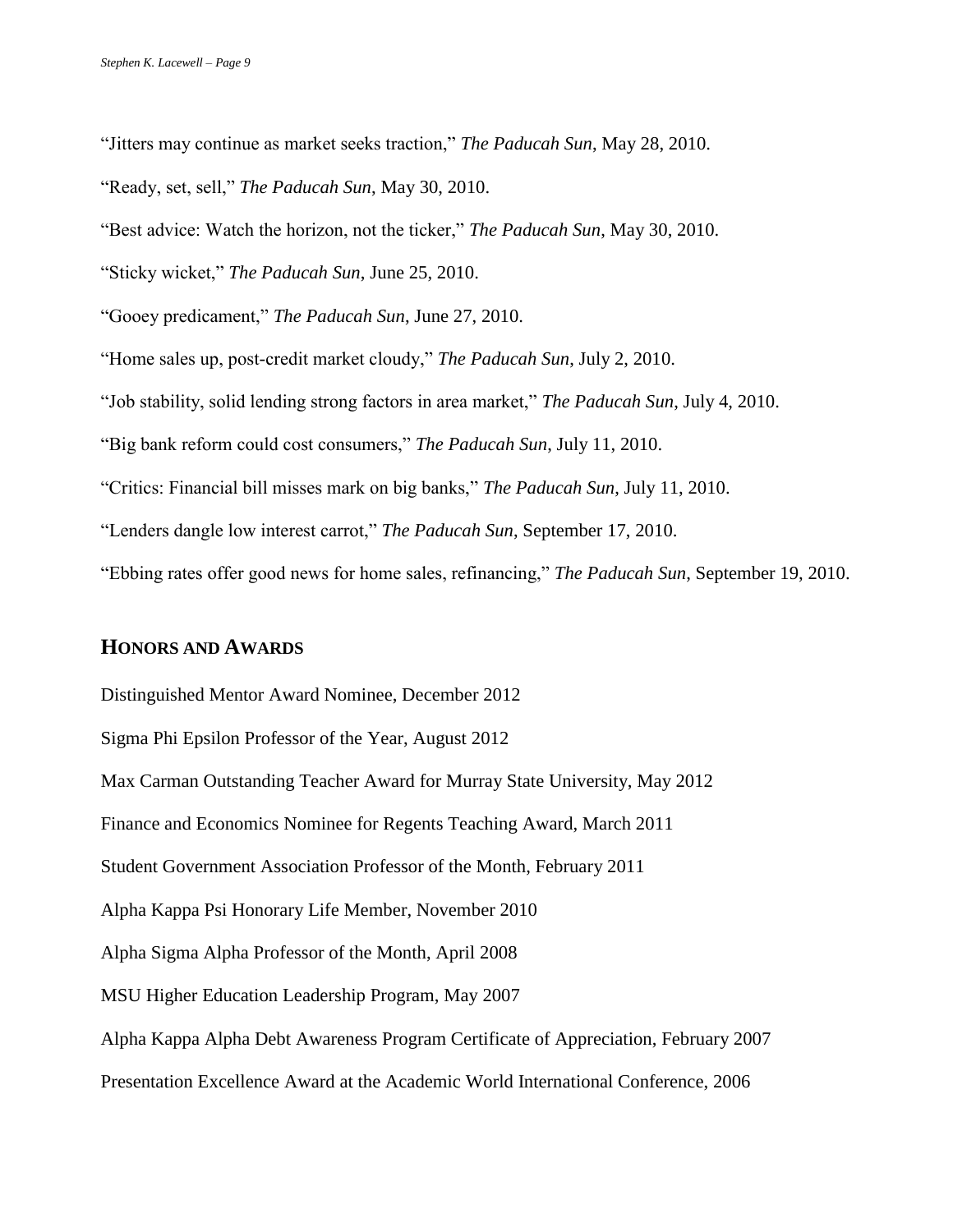"Jitters may continue as market seeks traction," *The Paducah Sun*, May 28, 2010.

"Ready, set, sell," *The Paducah Sun*, May 30, 2010.

"Best advice: Watch the horizon, not the ticker," *The Paducah Sun*, May 30, 2010.

"Sticky wicket," *The Paducah Sun*, June 25, 2010.

"Gooey predicament," *The Paducah Sun*, June 27, 2010.

"Home sales up, post-credit market cloudy," *The Paducah Sun*, July 2, 2010.

"Job stability, solid lending strong factors in area market," *The Paducah Sun*, July 4, 2010.

"Big bank reform could cost consumers," *The Paducah Sun*, July 11, 2010.

"Critics: Financial bill misses mark on big banks," *The Paducah Sun*, July 11, 2010.

"Lenders dangle low interest carrot," *The Paducah Sun*, September 17, 2010.

"Ebbing rates offer good news for home sales, refinancing," *The Paducah Sun*, September 19, 2010.

## HONORS AND AWARDS

Distinguished Mentor Award Nominee, December 2012

Sigma Phi Epsilon Professor of the Year, August 2012

Max Carman Outstanding Teacher Award for Murray State University, May 2012

Finance and Economics Nominee for Regents Teaching Award, March 2011

Student Government Association Professor of the Month, February 2011

Alpha Kappa Psi Honorary Life Member, November 2010

Alpha Sigma Alpha Professor of the Month, April 2008

MSU Higher Education Leadership Program, May 2007

Alpha Kappa Alpha Debt Awareness Program Certificate of Appreciation, February 2007

Presentation Excellence Award at the Academic World International Conference, 2006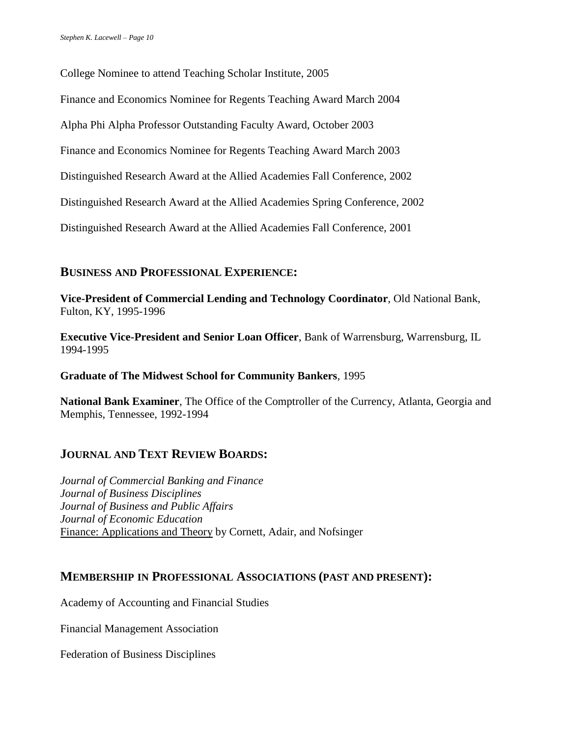College Nominee to attend Teaching Scholar Institute, 2005

Finance and Economics Nominee for Regents Teaching Award March 2004

Alpha Phi Alpha Professor Outstanding Faculty Award, October 2003

Finance and Economics Nominee for Regents Teaching Award March 2003

Distinguished Research Award at the Allied Academies Fall Conference, 2002

Distinguished Research Award at the Allied Academies Spring Conference, 2002

Distinguished Research Award at the Allied Academies Fall Conference, 2001

## BUSINESS AND PROFESSIONAL EXPERIENCE:

**Vice-President of Commercial Lending and Technology Coordinator**, Old National Bank, Fulton, KY, 1995-1996

**Executive Vice-President and Senior Loan Officer**, Bank of Warrensburg, Warrensburg, IL 1994-1995

**Graduate of The Midwest School for Community Bankers**, 1995

**National Bank Examiner**, The Office of the Comptroller of the Currency, Atlanta, Georgia and Memphis, Tennessee, 1992-1994

## JOURNAL AND TEXT REVIEW BOARDS:

*Journal of Commercial Banking and Finance*
*Journal of Business Disciplines*
*Journal of Business and Public Affairs*
*Journal of Economic Education*
Finance: Applications and Theory by Cornett, Adair, and Nofsinger

## MEMBERSHIP IN PROFESSIONAL ASSOCIATIONS (PAST AND PRESENT):

Academy of Accounting and Financial Studies

Financial Management Association

Federation of Business Disciplines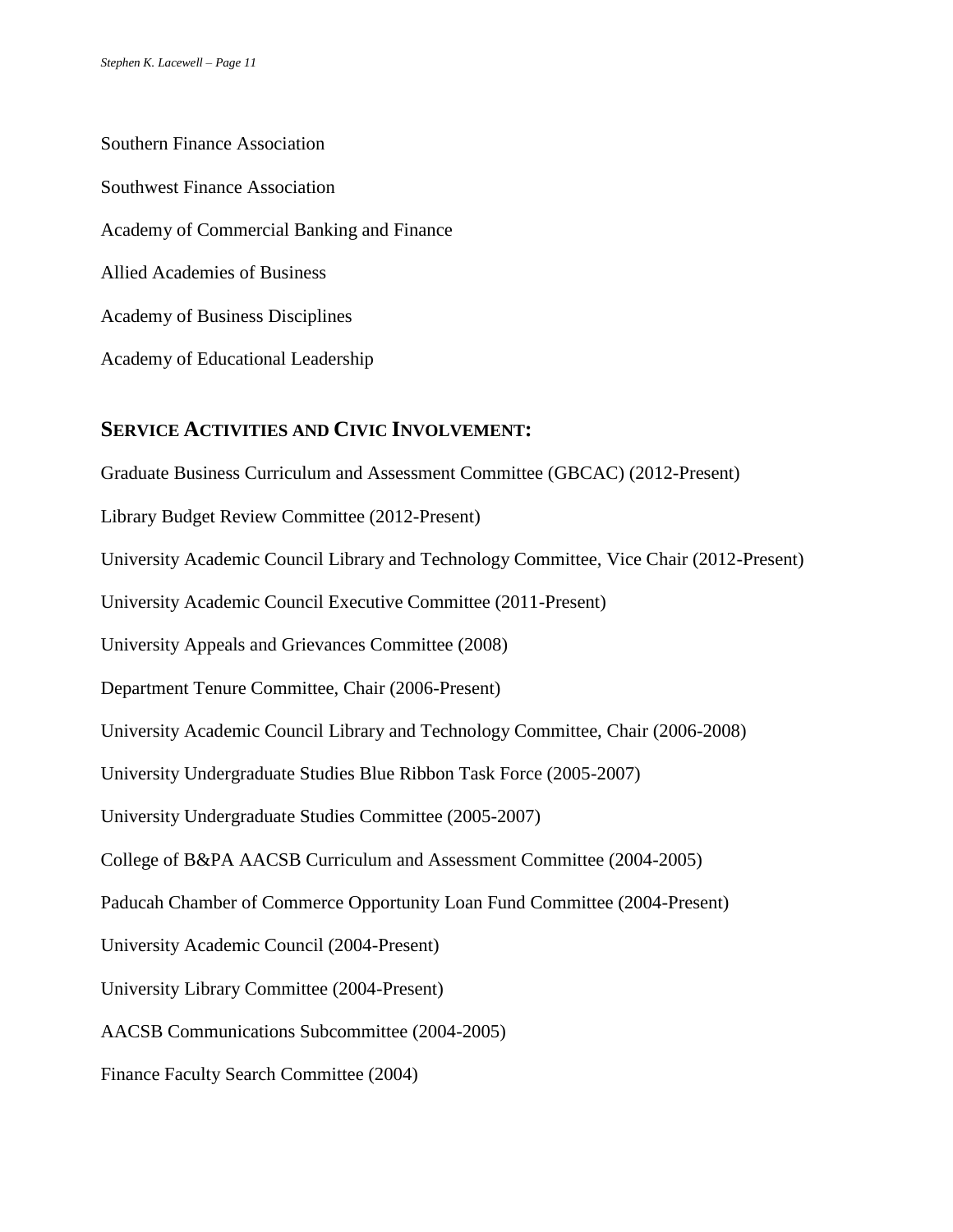Southern Finance Association

Southwest Finance Association

Academy of Commercial Banking and Finance

Allied Academies of Business

Academy of Business Disciplines

Academy of Educational Leadership

## SERVICE ACTIVITIES AND CIVIC INVOLVEMENT:

Graduate Business Curriculum and Assessment Committee (GBCAC) (2012-Present)

Library Budget Review Committee (2012-Present)

University Academic Council Library and Technology Committee, Vice Chair (2012-Present)

University Academic Council Executive Committee (2011-Present)

University Appeals and Grievances Committee (2008)

Department Tenure Committee, Chair (2006-Present)

University Academic Council Library and Technology Committee, Chair (2006-2008)

University Undergraduate Studies Blue Ribbon Task Force (2005-2007)

University Undergraduate Studies Committee (2005-2007)

College of B&PA AACSB Curriculum and Assessment Committee (2004-2005)

Paducah Chamber of Commerce Opportunity Loan Fund Committee (2004-Present)

University Academic Council (2004-Present)

University Library Committee (2004-Present)

AACSB Communications Subcommittee (2004-2005)

Finance Faculty Search Committee (2004)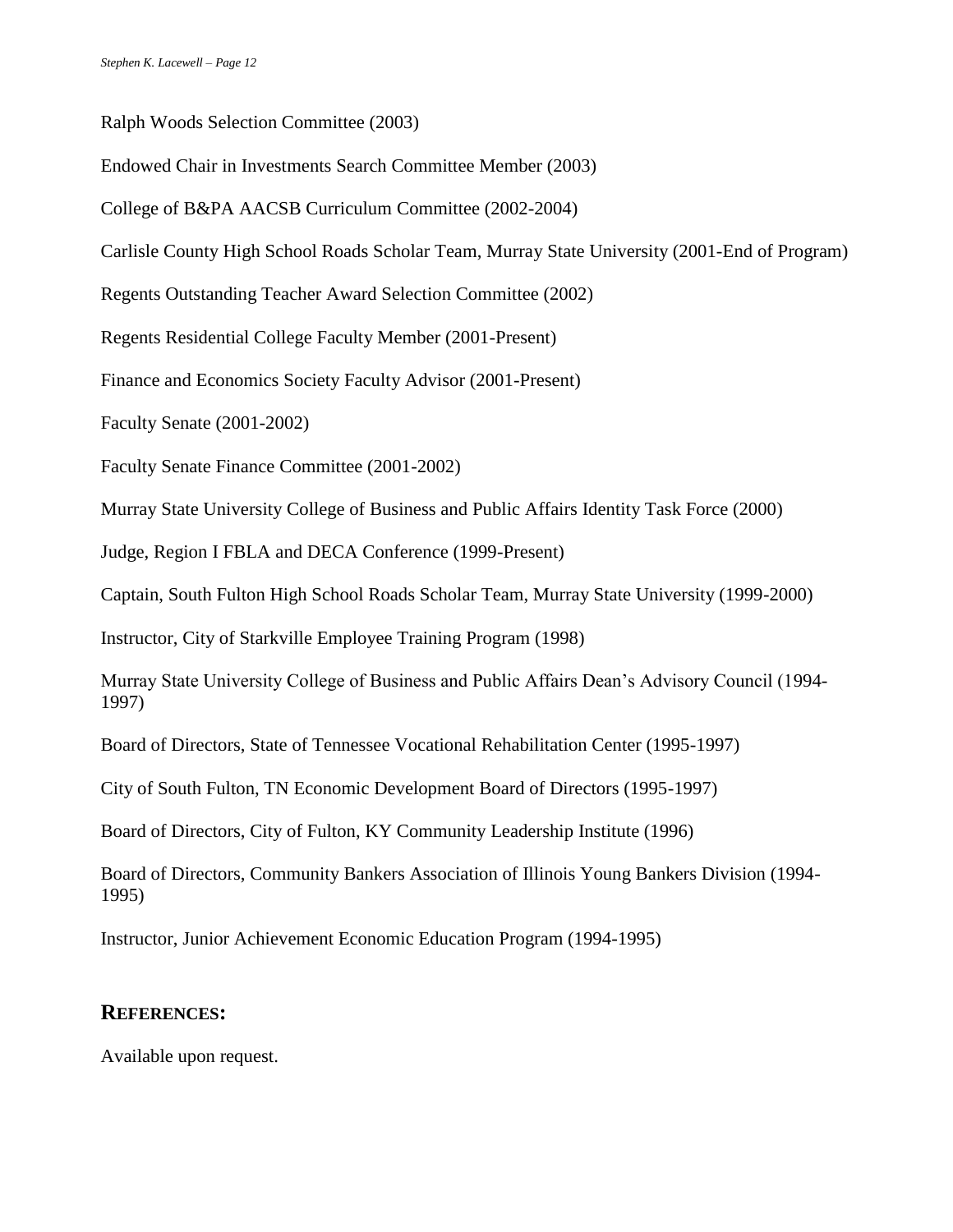Ralph Woods Selection Committee (2003)

Endowed Chair in Investments Search Committee Member (2003)

College of B&PA AACSB Curriculum Committee (2002-2004)

Carlisle County High School Roads Scholar Team, Murray State University (2001-End of Program)

Regents Outstanding Teacher Award Selection Committee (2002)

Regents Residential College Faculty Member (2001-Present)

Finance and Economics Society Faculty Advisor (2001-Present)

Faculty Senate (2001-2002)

Faculty Senate Finance Committee (2001-2002)

Murray State University College of Business and Public Affairs Identity Task Force (2000)

Judge, Region I FBLA and DECA Conference (1999-Present)

Captain, South Fulton High School Roads Scholar Team, Murray State University (1999-2000)

Instructor, City of Starkville Employee Training Program (1998)

Murray State University College of Business and Public Affairs Dean's Advisory Council (1994-1997)

Board of Directors, State of Tennessee Vocational Rehabilitation Center (1995-1997)

City of South Fulton, TN Economic Development Board of Directors (1995-1997)

Board of Directors, City of Fulton, KY Community Leadership Institute (1996)

Board of Directors, Community Bankers Association of Illinois Young Bankers Division (1994-1995)

Instructor, Junior Achievement Economic Education Program (1994-1995)

## REFERENCES:

Available upon request.